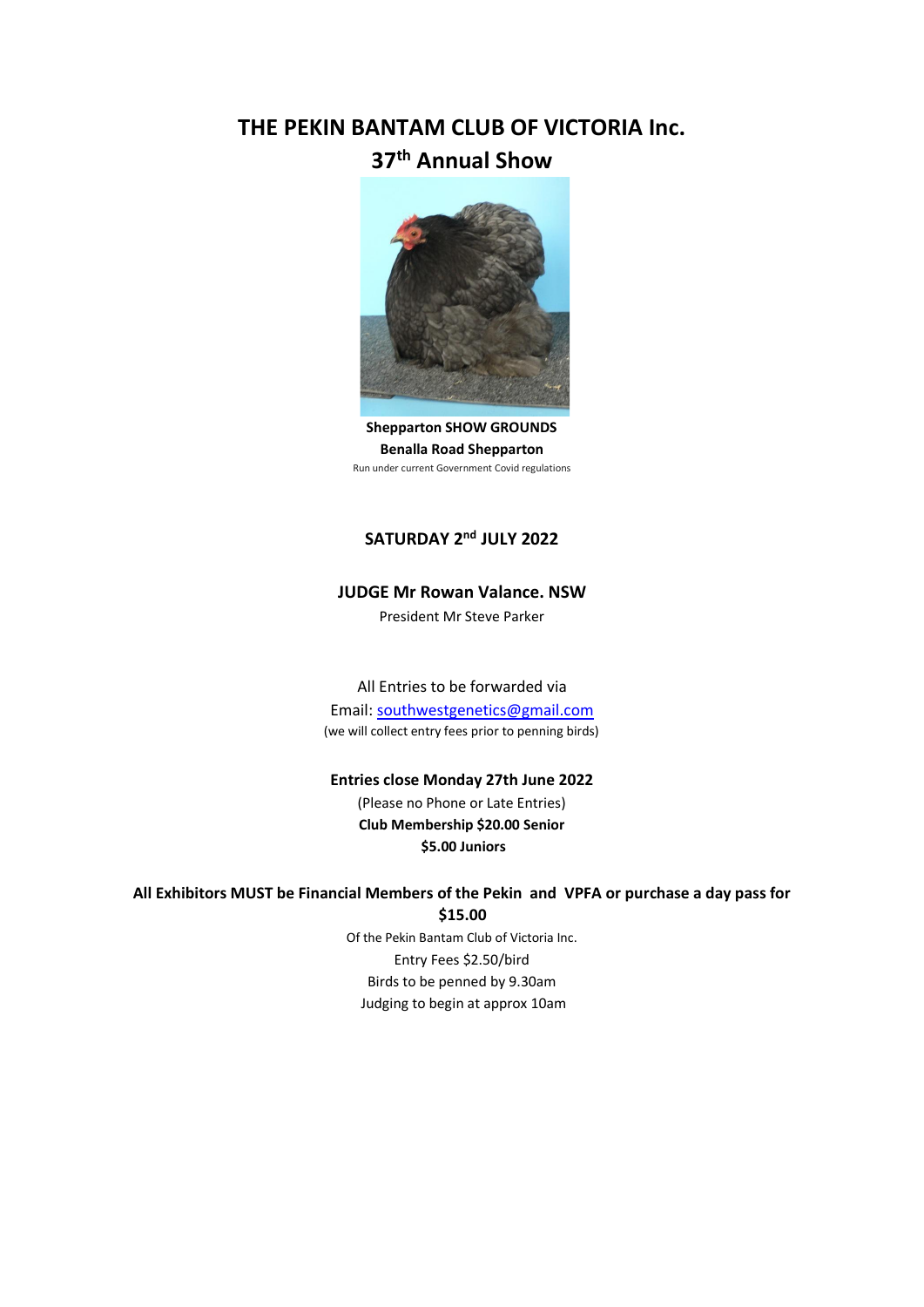# THE PEKIN BANTAM CLUB OF VICTORIA Inc.

## 37th Annual Show

**Shepparton SHOW GROUNDS**

**Benalla Road Shepparton**

Run under current Government Covid regulations

**SATURDAY 2nd JULY 2022**

**JUDGE Mr Rowan Valance. NSW**

President Mr Steve Parker

All Entries to be forwarded via

Email: southwestgenetics@gmail.com

(we will collect entry fees prior to penning birds)

**Entries close Monday 27th June 2022**

(Please no Phone or Late Entries)

**Club Membership $20.00 Senior**

**$5.00 Juniors**

**All Exhibitors MUST be Financial Members of the Pekin and VPFA or purchase a day pass for $15.00**

Of the Pekin Bantam Club of Victoria Inc.

Entry Fees $2.50/bird

Birds to be penned by 9.30am

Judging to begin at approx 10am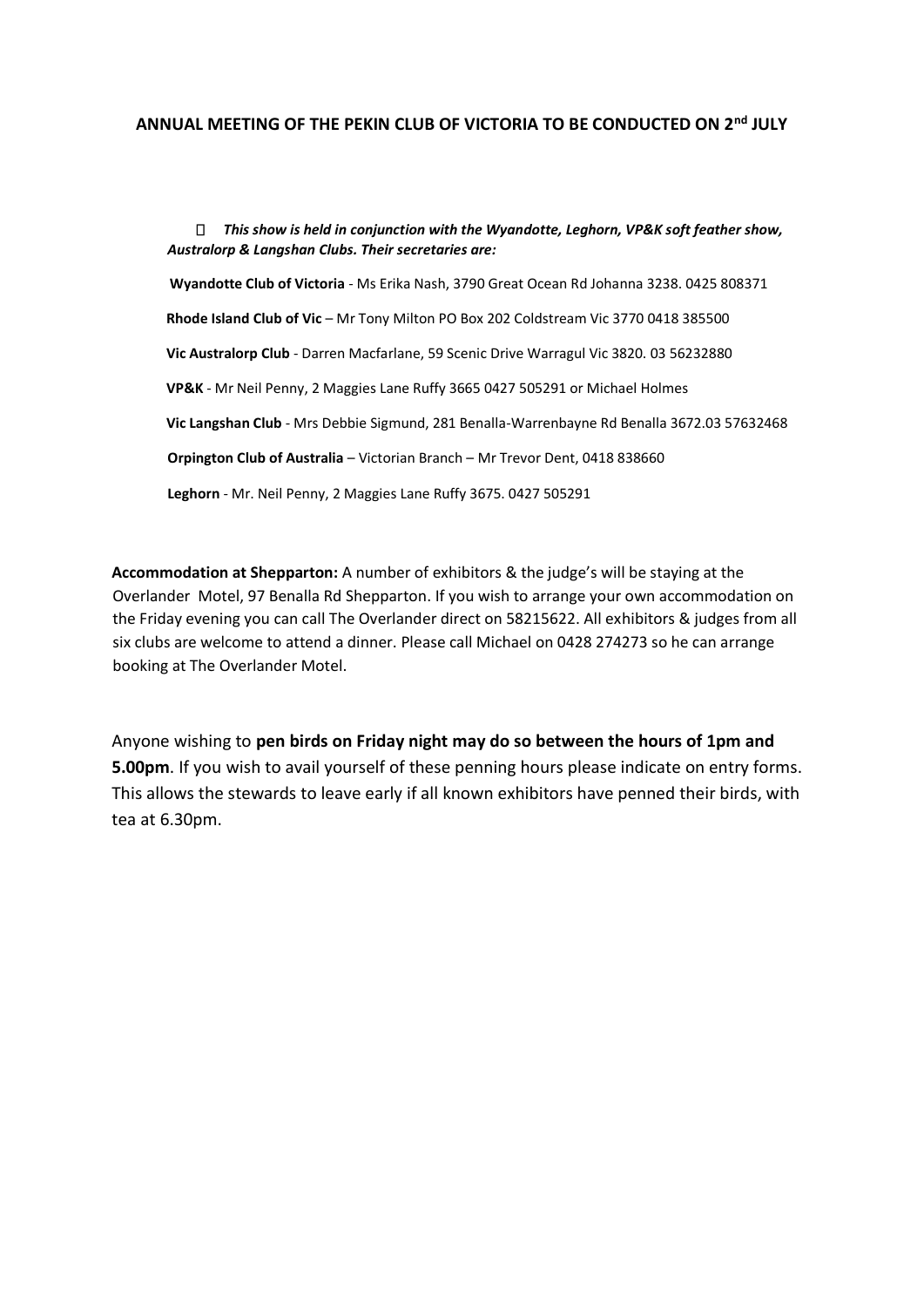**ANNUAL MEETING OF THE PEKIN CLUB OF VICTORIA TO BE CONDUCTED ON 2nd JULY**

- ***This show is held in conjunction with the Wyandotte, Leghorn, VP&K soft feather show, Australorp & Langshan Clubs. Their secretaries are:***

**Wyandotte Club of Victoria** - Ms Erika Nash, 3790 Great Ocean Rd Johanna 3238. 0425 808371

**Rhode Island Club of Vic** – Mr Tony Milton PO Box 202 Coldstream Vic 3770 0418 385500

**Vic Australorp Club** - Darren Macfarlane, 59 Scenic Drive Warragul Vic 3820. 03 56232880

**VP&K** - Mr Neil Penny, 2 Maggies Lane Ruffy 3665 0427 505291 or Michael Holmes

**Vic Langshan Club** - Mrs Debbie Sigmund, 281 Benalla-Warrenbayne Rd Benalla 3672.03 57632468

**Orpington Club of Australia** – Victorian Branch – Mr Trevor Dent, 0418 838660

**Leghorn** - Mr. Neil Penny, 2 Maggies Lane Ruffy 3675. 0427 505291

**Accommodation at Shepparton:** A number of exhibitors & the judge's will be staying at the Overlander Motel, 97 Benalla Rd Shepparton. If you wish to arrange your own accommodation on the Friday evening you can call The Overlander direct on 58215622. All exhibitors & judges from all six clubs are welcome to attend a dinner. Please call Michael on 0428 274273 so he can arrange booking at The Overlander Motel.

Anyone wishing to **pen birds on Friday night may do so between the hours of 1pm and 5.00pm**. If you wish to avail yourself of these penning hours please indicate on entry forms. This allows the stewards to leave early if all known exhibitors have penned their birds, with tea at 6.30pm.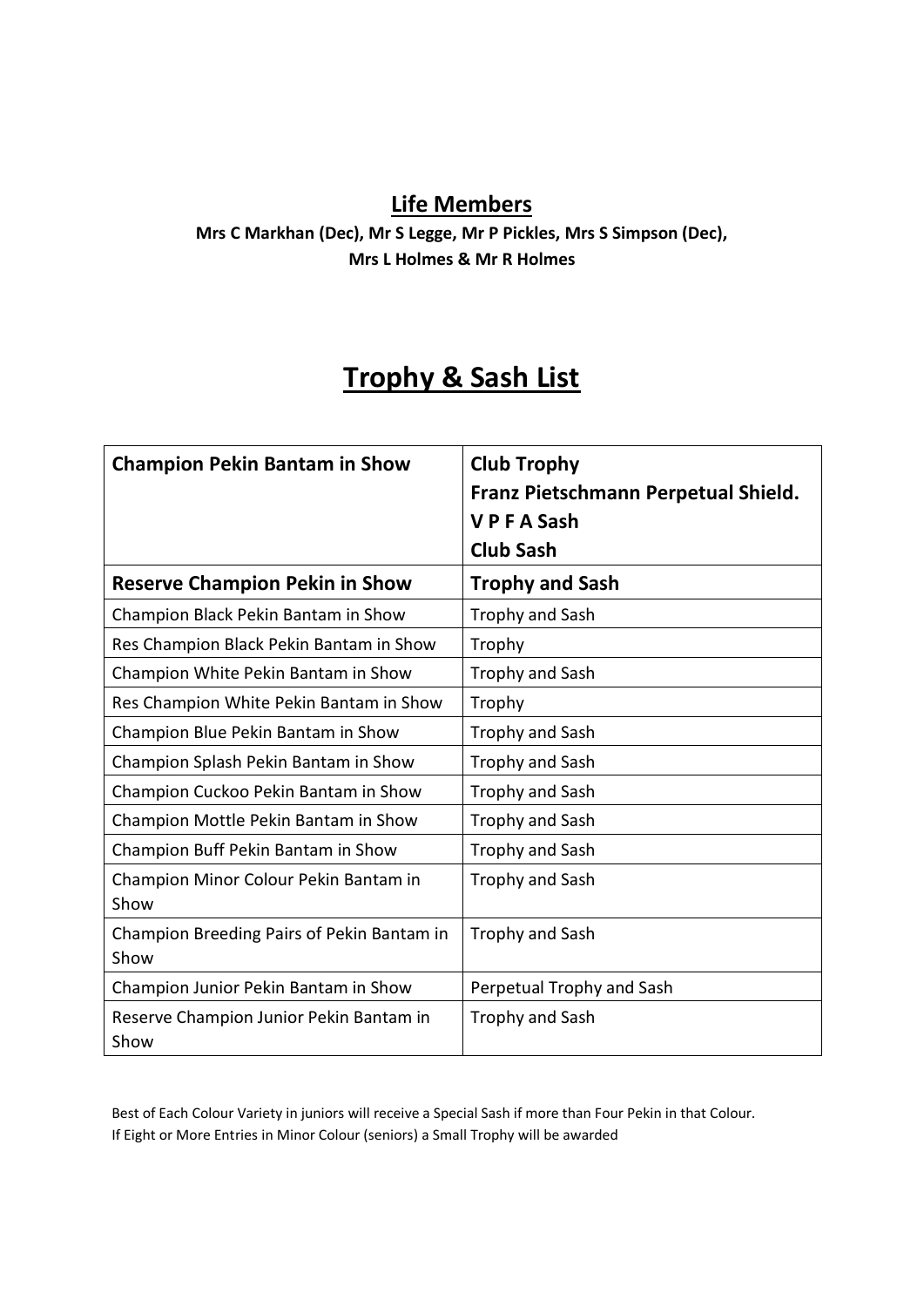## Life Members

**Mrs C Markhan (Dec), Mr S Legge, Mr P Pickles, Mrs S Simpson (Dec), Mrs L Holmes & Mr R Holmes**

# Trophy & Sash List

| **Champion Pekin Bantam in Show** | **Club Trophy**<br>**Franz Pietschmann Perpetual Shield.**<br>**V P F A Sash**<br>**Club Sash** |
|---|---|
| **Reserve Champion Pekin in Show** | **Trophy and Sash** |
| Champion Black Pekin Bantam in Show | Trophy and Sash |
| Res Champion Black Pekin Bantam in Show | Trophy |
| Champion White Pekin Bantam in Show | Trophy and Sash |
| Res Champion White Pekin Bantam in Show | Trophy |
| Champion Blue Pekin Bantam in Show | Trophy and Sash |
| Champion Splash Pekin Bantam in Show | Trophy and Sash |
| Champion Cuckoo Pekin Bantam in Show | Trophy and Sash |
| Champion Mottle Pekin Bantam in Show | Trophy and Sash |
| Champion Buff Pekin Bantam in Show | Trophy and Sash |
| Champion Minor Colour Pekin Bantam in Show | Trophy and Sash |
| Champion Breeding Pairs of Pekin Bantam in Show | Trophy and Sash |
| Champion Junior Pekin Bantam in Show | Perpetual Trophy and Sash |
| Reserve Champion Junior Pekin Bantam in Show | Trophy and Sash |

Best of Each Colour Variety in juniors will receive a Special Sash if more than Four Pekin in that Colour.
If Eight or More Entries in Minor Colour (seniors) a Small Trophy will be awarded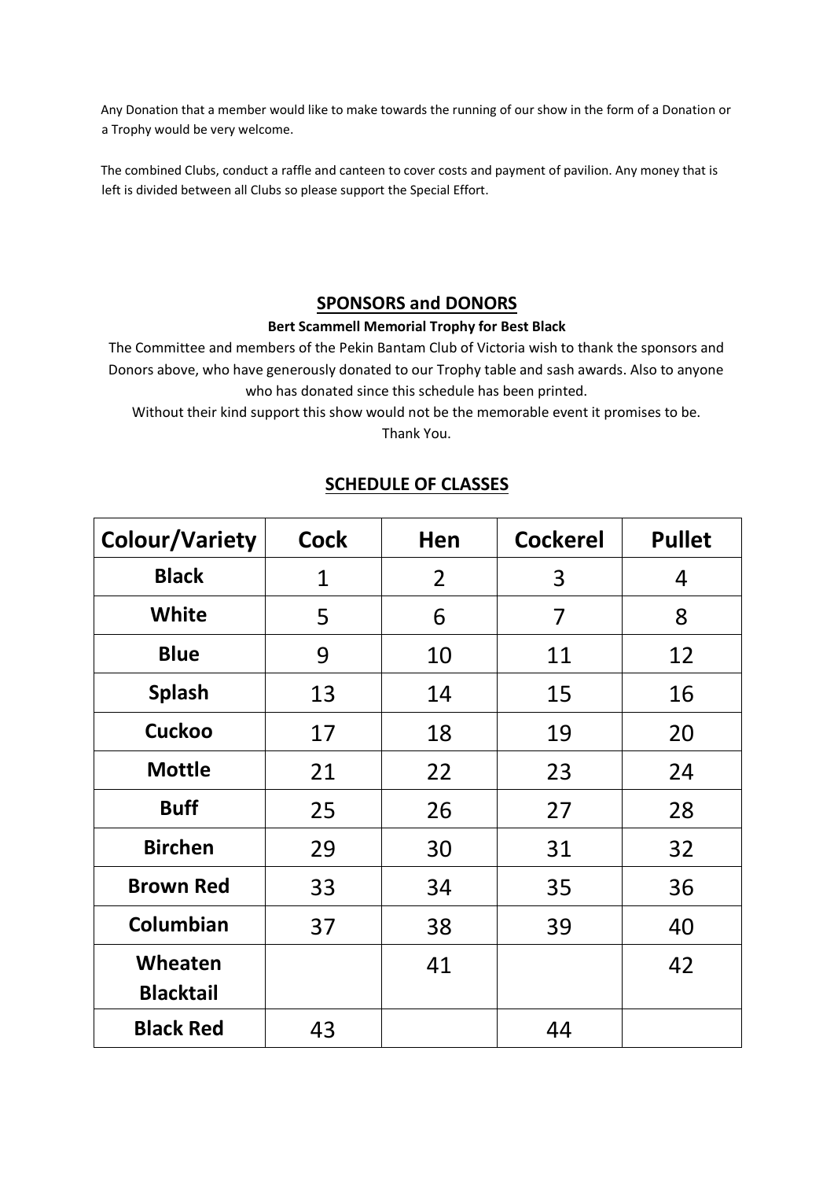Any Donation that a member would like to make towards the running of our show in the form of a Donation or a Trophy would be very welcome.

The combined Clubs, conduct a raffle and canteen to cover costs and payment of pavilion. Any money that is left is divided between all Clubs so please support the Special Effort.

## SPONSORS and DONORS

**Bert Scammell Memorial Trophy for Best Black**

The Committee and members of the Pekin Bantam Club of Victoria wish to thank the sponsors and Donors above, who have generously donated to our Trophy table and sash awards. Also to anyone who has donated since this schedule has been printed.

Without their kind support this show would not be the memorable event it promises to be.

Thank You.

## SCHEDULE OF CLASSES

| Colour/Variety | Cock | Hen | Cockerel | Pullet |
|---|---|---|---|---|
| **Black** | 1 | 2 | 3 | 4 |
| **White** | 5 | 6 | 7 | 8 |
| **Blue** | 9 | 10 | 11 | 12 |
| **Splash** | 13 | 14 | 15 | 16 |
| **Cuckoo** | 17 | 18 | 19 | 20 |
| **Mottle** | 21 | 22 | 23 | 24 |
| **Buff** | 25 | 26 | 27 | 28 |
| **Birchen** | 29 | 30 | 31 | 32 |
| **Brown Red** | 33 | 34 | 35 | 36 |
| **Columbian** | 37 | 38 | 39 | 40 |
| **Wheaten Blacktail** | | 41 | | 42 |
| **Black Red** | 43 | | 44 | |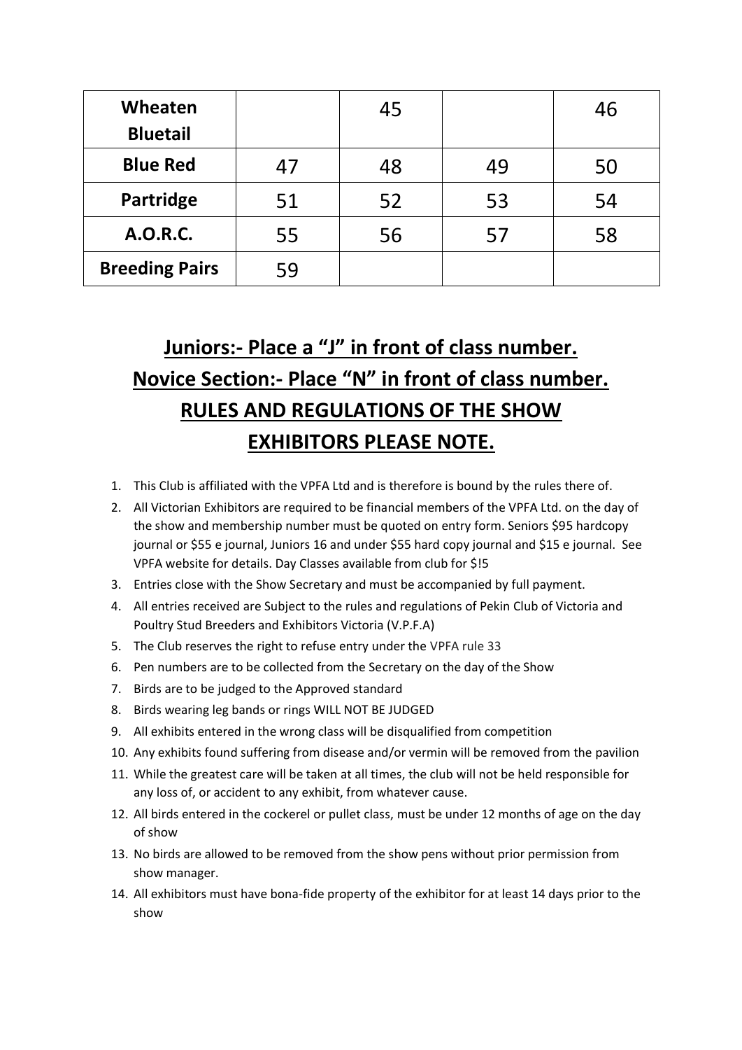| Wheaten Bluetail | | 45 | | 46 |
|---|---|---|---|---|
| **Blue Red** | 47 | 48 | 49 | 50 |
| **Partridge** | 51 | 52 | 53 | 54 |
| **A.O.R.C.** | 55 | 56 | 57 | 58 |
| **Breeding Pairs** | 59 | | | |

## Juniors:- Place a "J" in front of class number.

## Novice Section:- Place "N" in front of class number.

## RULES AND REGULATIONS OF THE SHOW

## EXHIBITORS PLEASE NOTE.

1. This Club is affiliated with the VPFA Ltd and is therefore is bound by the rules there of.
2. All Victorian Exhibitors are required to be financial members of the VPFA Ltd. on the day of the show and membership number must be quoted on entry form. Seniors $95 hardcopy journal or $55 e journal, Juniors 16 and under $55 hard copy journal and $15 e journal. See VPFA website for details. Day Classes available from club for $!5
3. Entries close with the Show Secretary and must be accompanied by full payment.
4. All entries received are Subject to the rules and regulations of Pekin Club of Victoria and Poultry Stud Breeders and Exhibitors Victoria (V.P.F.A)
5. The Club reserves the right to refuse entry under the VPFA rule 33
6. Pen numbers are to be collected from the Secretary on the day of the Show
7. Birds are to be judged to the Approved standard
8. Birds wearing leg bands or rings WILL NOT BE JUDGED
9. All exhibits entered in the wrong class will be disqualified from competition
10. Any exhibits found suffering from disease and/or vermin will be removed from the pavilion
11. While the greatest care will be taken at all times, the club will not be held responsible for any loss of, or accident to any exhibit, from whatever cause.
12. All birds entered in the cockerel or pullet class, must be under 12 months of age on the day of show
13. No birds are allowed to be removed from the show pens without prior permission from show manager.
14. All exhibitors must have bona-fide property of the exhibitor for at least 14 days prior to the show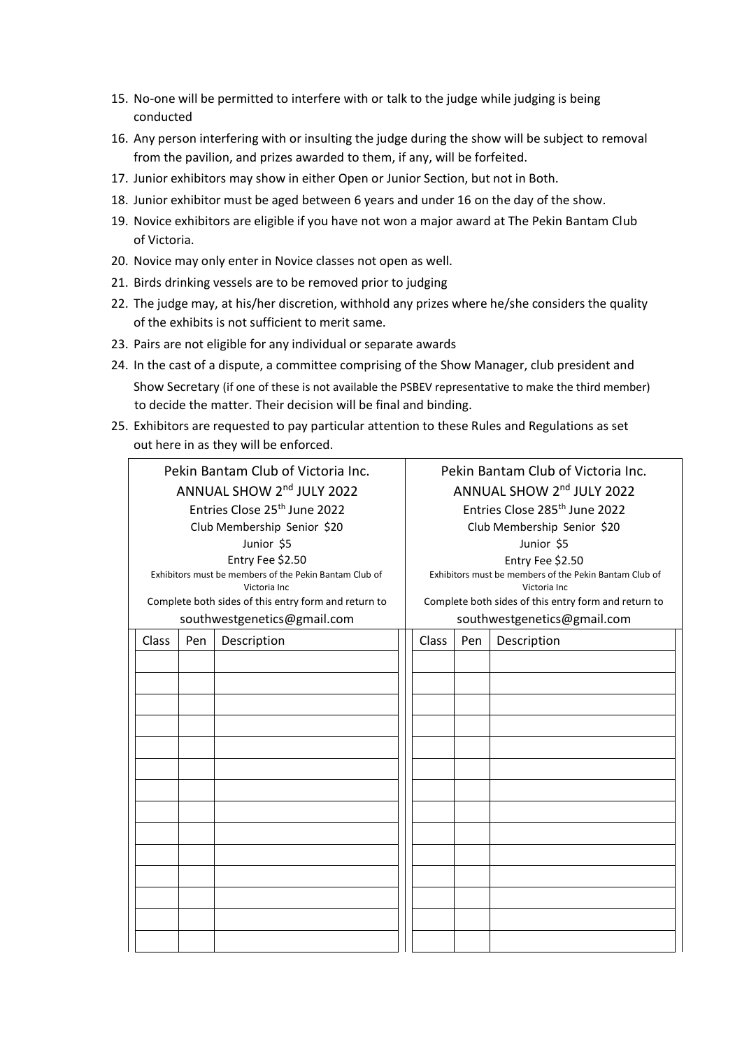15. No-one will be permitted to interfere with or talk to the judge while judging is being conducted
16. Any person interfering with or insulting the judge during the show will be subject to removal from the pavilion, and prizes awarded to them, if any, will be forfeited.
17. Junior exhibitors may show in either Open or Junior Section, but not in Both.
18. Junior exhibitor must be aged between 6 years and under 16 on the day of the show.
19. Novice exhibitors are eligible if you have not won a major award at The Pekin Bantam Club of Victoria.
20. Novice may only enter in Novice classes not open as well.
21. Birds drinking vessels are to be removed prior to judging
22. The judge may, at his/her discretion, withhold any prizes where he/she considers the quality of the exhibits is not sufficient to merit same.
23. Pairs are not eligible for any individual or separate awards
24. In the cast of a dispute, a committee comprising of the Show Manager, club president and Show Secretary (if one of these is not available the PSBEV representative to make the third member) to decide the matter. Their decision will be final and binding.
25. Exhibitors are requested to pay particular attention to these Rules and Regulations as set out here in as they will be enforced.

Pekin Bantam Club of Victoria Inc.
ANNUAL SHOW 2nd JULY 2022
Entries Close 25th June 2022
Club Membership Senior $20
Junior $5
Entry Fee $2.50
Exhibitors must be members of the Pekin Bantam Club of Victoria Inc
Complete both sides of this entry form and return to
southwestgenetics@gmail.com

| Class | Pen | Description |
|---|---|---|
| | | |
| | | |
| | | |
| | | |
| | | |
| | | |
| | | |
| | | |
| | | |
| | | |
| | | |
| | | |
| | | |
| | | |

Pekin Bantam Club of Victoria Inc.
ANNUAL SHOW 2nd JULY 2022
Entries Close 285th June 2022
Club Membership Senior $20
Junior $5
Entry Fee $2.50
Exhibitors must be members of the Pekin Bantam Club of Victoria Inc
Complete both sides of this entry form and return to
southwestgenetics@gmail.com

| Class | Pen | Description |
|---|---|---|
| | | |
| | | |
| | | |
| | | |
| | | |
| | | |
| | | |
| | | |
| | | |
| | | |
| | | |
| | | |
| | | |
| | | |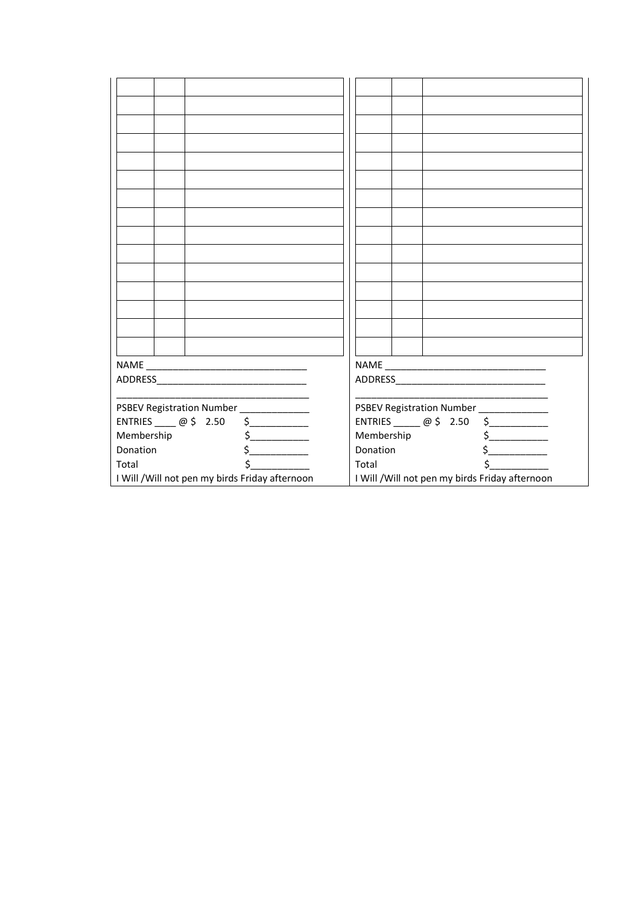| | | |
|---|---|---|
| | | |
| | | |
| | | |
| | | |
| | | |
| | | |
| | | |
| | | |
| | | |
| | | |
| | | |
| | | |
| | | |
| | | |
| | | |

NAME _____________________________

ADDRESS____________________________

___________________________________

PSBEV Registration Number _____________

ENTRIES ____ @ $ 2.50 $___________

Membership $___________

Donation $___________

Total $___________

I Will /Will not pen my birds Friday afternoon

| | | |
|---|---|---|
| | | |
| | | |
| | | |
| | | |
| | | |
| | | |
| | | |
| | | |
| | | |
| | | |
| | | |
| | | |
| | | |
| | | |
| | | |

NAME _____________________________

ADDRESS____________________________

___________________________________

PSBEV Registration Number _____________

ENTRIES _____ @ $ 2.50 $___________

Membership $___________

Donation $___________

Total $___________

I Will /Will not pen my birds Friday afternoon